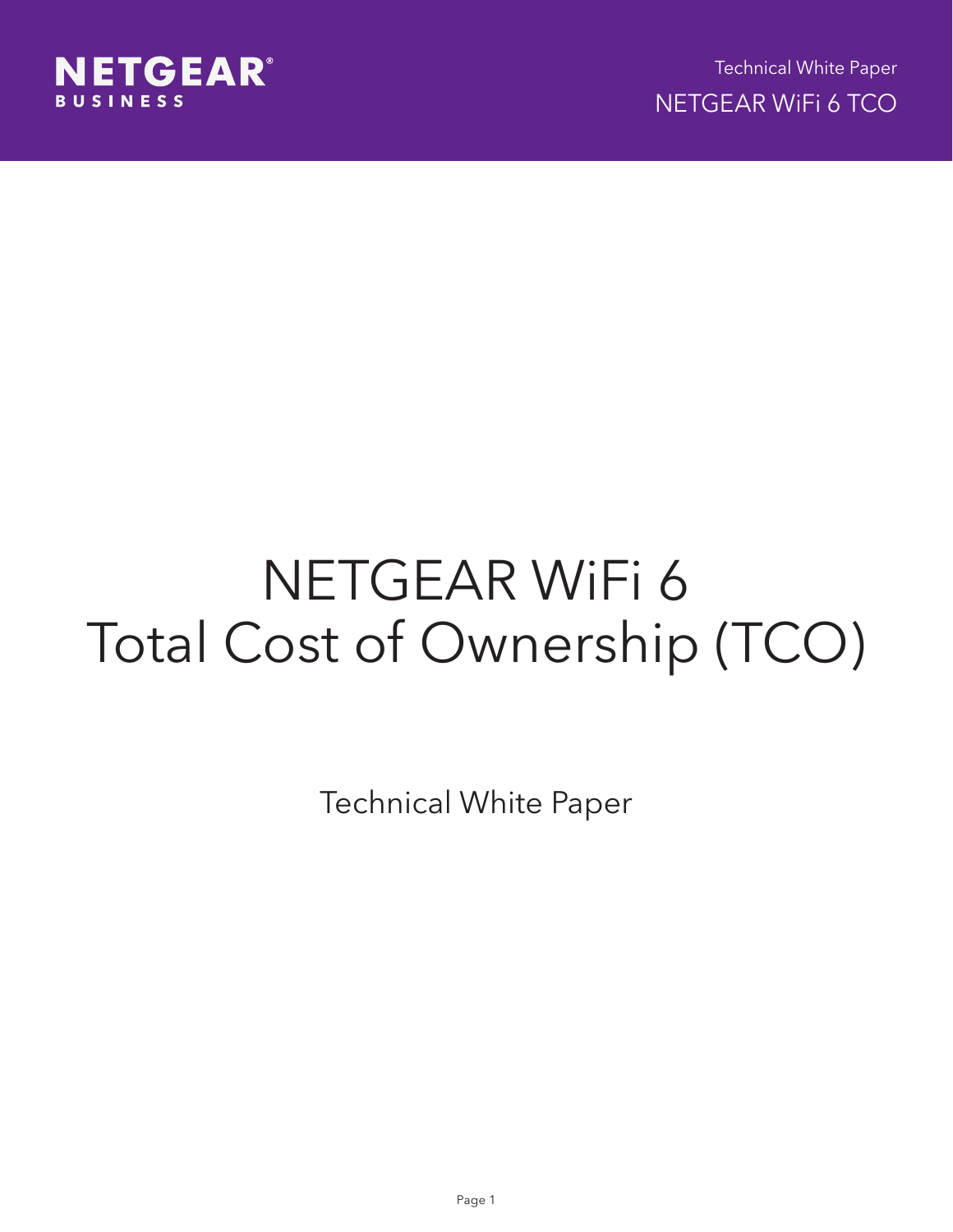# NETGEAR WiFi 6 Total Cost of Ownership (TCO)

Technical White Paper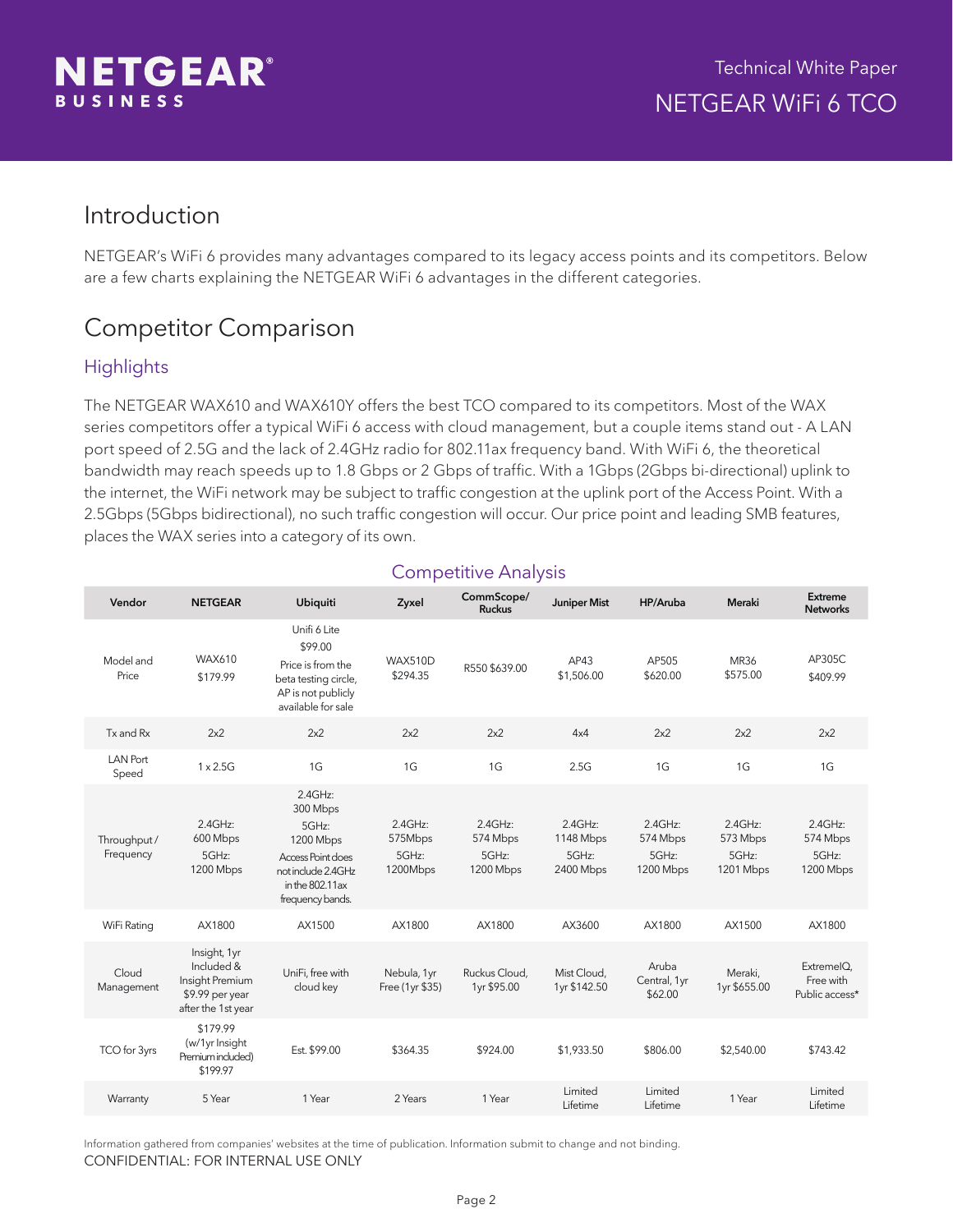## Introduction

NETGEAR's WiFi 6 provides many advantages compared to its legacy access points and its competitors. Below are a few charts explaining the NETGEAR WiFi 6 advantages in the different categories.

## Competitor Comparison

### Highlights

The NETGEAR WAX610 and WAX610Y offers the best TCO compared to its competitors. Most of the WAX series competitors offer a typical WiFi 6 access with cloud management, but a couple items stand out - A LAN port speed of 2.5G and the lack of 2.4GHz radio for 802.11ax frequency band. With WiFi 6, the theoretical bandwidth may reach speeds up to 1.8 Gbps or 2 Gbps of traffic. With a 1Gbps (2Gbps bi-directional) uplink to the internet, the WiFi network may be subject to traffic congestion at the uplink port of the Access Point. With a 2.5Gbps (5Gbps bidirectional), no such traffic congestion will occur. Our price point and leading SMB features, places the WAX series into a category of its own.

### Competitive Analysis

| Vendor | NETGEAR | Ubiquiti | Zyxel | CommScope/ Ruckus | Juniper Mist | HP/Aruba | Meraki | Extreme Networks |
|---|---|---|---|---|---|---|---|---|
| Model and Price | WAX610 $179.99 | Unifi 6 Lite $99.00 Price is from the beta testing circle, AP is not publicly available for sale | WAX510D $294.35 | R550 $639.00 | AP43 $1,506.00 | AP505 $620.00 | MR36 $575.00 | AP305C $409.99 |
| Tx and Rx | 2x2 | 2x2 | 2x2 | 2x2 | 4x4 | 2x2 | 2x2 | 2x2 |
| LAN Port Speed | 1 x 2.5G | 1G | 1G | 1G | 2.5G | 1G | 1G | 1G |
| Throughput / Frequency | 2.4GHz: 600 Mbps 5GHz: 1200 Mbps | 2.4GHz: 300 Mbps 5GHz: 1200 Mbps Access Point does not include 2.4GHz in the 802.11ax frequency bands. | 2.4GHz: 575Mbps 5GHz: 1200Mbps | 2.4GHz: 574 Mbps 5GHz: 1200 Mbps | 2.4GHz: 1148 Mbps 5GHz: 2400 Mbps | 2.4GHz: 574 Mbps 5GHz: 1200 Mbps | 2.4GHz: 573 Mbps 5GHz: 1201 Mbps | 2.4GHz: 574 Mbps 5GHz: 1200 Mbps |
| WiFi Rating | AX1800 | AX1500 | AX1800 | AX1800 | AX3600 | AX1800 | AX1500 | AX1800 |
| Cloud Management | Insight, 1yr Included & Insight Premium $9.99 per year after the 1st year | UniFi, free with cloud key | Nebula, 1yr Free (1yr $35) | Ruckus Cloud, 1yr $95.00 | Mist Cloud, 1yr $142.50 | Aruba Central, 1yr $62.00 | Meraki, 1yr $655.00 | ExtremeIQ, Free with Public access* |
| TCO for 3yrs | $179.99 (w/1yr Insight Premium included) $199.97 | Est. $99.00 | $364.35 | $924.00 | $1,933.50 | $806.00 | $2,540.00 | $743.42 |
| Warranty | 5 Year | 1 Year | 2 Years | 1 Year | Limited Lifetime | Limited Lifetime | 1 Year | Limited Lifetime |

Information gathered from companies' websites at the time of publication. Information submit to change and not binding.

CONFIDENTIAL: FOR INTERNAL USE ONLY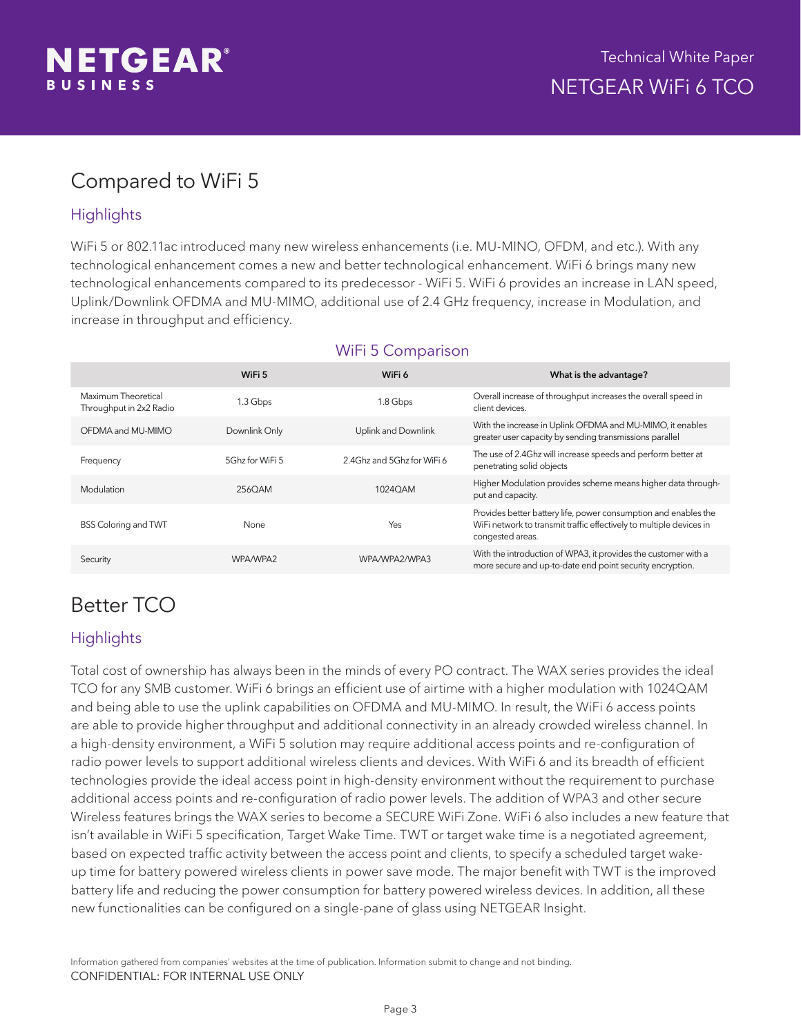## Compared to WiFi 5

### Highlights

WiFi 5 or 802.11ac introduced many new wireless enhancements (i.e. MU-MINO, OFDM, and etc.). With any technological enhancement comes a new and better technological enhancement. WiFi 6 brings many new technological enhancements compared to its predecessor - WiFi 5. WiFi 6 provides an increase in LAN speed, Uplink/Downlink OFDMA and MU-MIMO, additional use of 2.4 GHz frequency, increase in Modulation, and increase in throughput and efficiency.

### WiFi 5 Comparison

| | WiFi 5 | WiFi 6 | What is the advantage? |
|---|---|---|---|
| Maximum Theoretical Throughput in 2x2 Radio | 1.3 Gbps | 1.8 Gbps | Overall increase of throughput increases the overall speed in client devices. |
| OFDMA and MU-MIMO | Downlink Only | Uplink and Downlink | With the increase in Uplink OFDMA and MU-MIMO, it enables greater user capacity by sending transmissions parallel |
| Frequency | 5Ghz for WiFi 5 | 2.4Ghz and 5Ghz for WiFi 6 | The use of 2.4Ghz will increase speeds and perform better at penetrating solid objects |
| Modulation | 256QAM | 1024QAM | Higher Modulation provides scheme means higher data through-put and capacity. |
| BSS Coloring and TWT | None | Yes | Provides better battery life, power consumption and enables the WiFi network to transmit traffic effectively to multiple devices in congested areas. |
| Security | WPA/WPA2 | WPA/WPA2/WPA3 | With the introduction of WPA3, it provides the customer with a more secure and up-to-date end point security encryption. |

## Better TCO

### Highlights

Total cost of ownership has always been in the minds of every PO contract. The WAX series provides the ideal TCO for any SMB customer. WiFi 6 brings an efficient use of airtime with a higher modulation with 1024QAM and being able to use the uplink capabilities on OFDMA and MU-MIMO. In result, the WiFi 6 access points are able to provide higher throughput and additional connectivity in an already crowded wireless channel. In a high-density environment, a WiFi 5 solution may require additional access points and re-configuration of radio power levels to support additional wireless clients and devices. With WiFi 6 and its breadth of efficient technologies provide the ideal access point in high-density environment without the requirement to purchase additional access points and re-configuration of radio power levels. The addition of WPA3 and other secure Wireless features brings the WAX series to become a SECURE WiFi Zone. WiFi 6 also includes a new feature that isn't available in WiFi 5 specification, Target Wake Time. TWT or target wake time is a negotiated agreement, based on expected traffic activity between the access point and clients, to specify a scheduled target wake-up time for battery powered wireless clients in power save mode. The major benefit with TWT is the improved battery life and reducing the power consumption for battery powered wireless devices. In addition, all these new functionalities can be configured on a single-pane of glass using NETGEAR Insight.

Information gathered from companies' websites at the time of publication. Information submit to change and not binding.

CONFIDENTIAL: FOR INTERNAL USE ONLY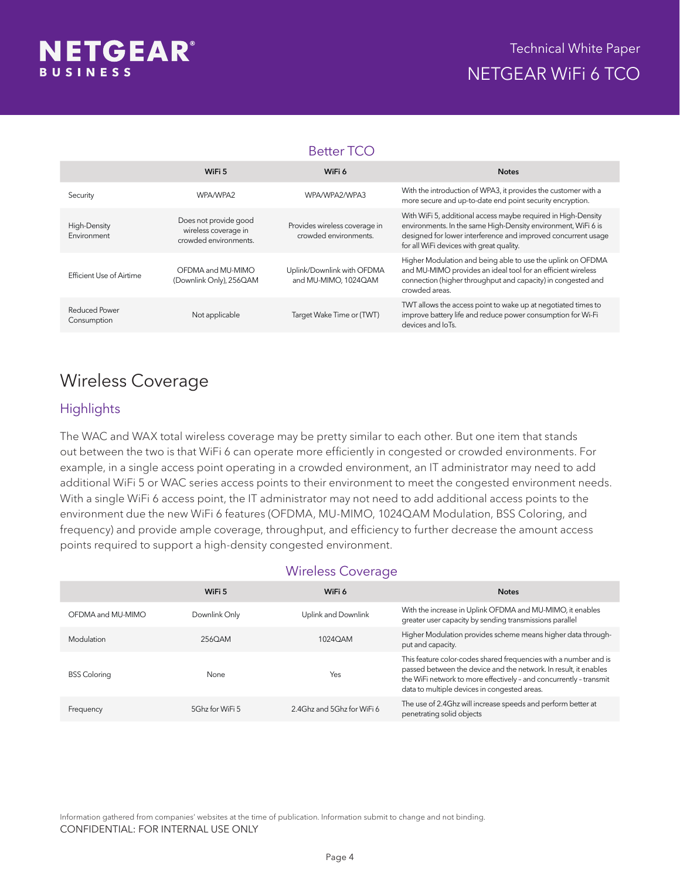### Better TCO

| | WiFi 5 | WiFi 6 | Notes |
|---|---|---|---|
| Security | WPA/WPA2 | WPA/WPA2/WPA3 | With the introduction of WPA3, it provides the customer with a more secure and up-to-date end point security encryption. |
| High-Density Environment | Does not provide good wireless coverage in crowded environments. | Provides wireless coverage in crowded environments. | With WiFi 5, additional access maybe required in High-Density environments. In the same High-Density environment, WiFi 6 is designed for lower interference and improved concurrent usage for all WiFi devices with great quality. |
| Efficient Use of Airtime | OFDMA and MU-MIMO (Downlink Only), 256QAM | Uplink/Downlink with OFDMA and MU-MIMO, 1024QAM | Higher Modulation and being able to use the uplink on OFDMA and MU-MIMO provides an ideal tool for an efficient wireless connection (higher throughput and capacity) in congested and crowded areas. |
| Reduced Power Consumption | Not applicable | Target Wake Time or (TWT) | TWT allows the access point to wake up at negotiated times to improve battery life and reduce power consumption for Wi-Fi devices and IoTs. |

# Wireless Coverage

## Highlights

The WAC and WAX total wireless coverage may be pretty similar to each other. But one item that stands out between the two is that WiFi 6 can operate more efficiently in congested or crowded environments. For example, in a single access point operating in a crowded environment, an IT administrator may need to add additional WiFi 5 or WAC series access points to their environment to meet the congested environment needs. With a single WiFi 6 access point, the IT administrator may not need to add additional access points to the environment due the new WiFi 6 features (OFDMA, MU-MIMO, 1024QAM Modulation, BSS Coloring, and frequency) and provide ample coverage, throughput, and efficiency to further decrease the amount access points required to support a high-density congested environment.

### Wireless Coverage

| | WiFi 5 | WiFi 6 | Notes |
|---|---|---|---|
| OFDMA and MU-MIMO | Downlink Only | Uplink and Downlink | With the increase in Uplink OFDMA and MU-MIMO, it enables greater user capacity by sending transmissions parallel |
| Modulation | 256QAM | 1024QAM | Higher Modulation provides scheme means higher data through-put and capacity. |
| BSS Coloring | None | Yes | This feature color-codes shared frequencies with a number and is passed between the device and the network. In result, it enables the WiFi network to more effectively – and concurrently – transmit data to multiple devices in congested areas. |
| Frequency | 5Ghz for WiFi 5 | 2.4Ghz and 5Ghz for WiFi 6 | The use of 2.4Ghz will increase speeds and perform better at penetrating solid objects |

Information gathered from companies' websites at the time of publication. Information submit to change and not binding.

CONFIDENTIAL: FOR INTERNAL USE ONLY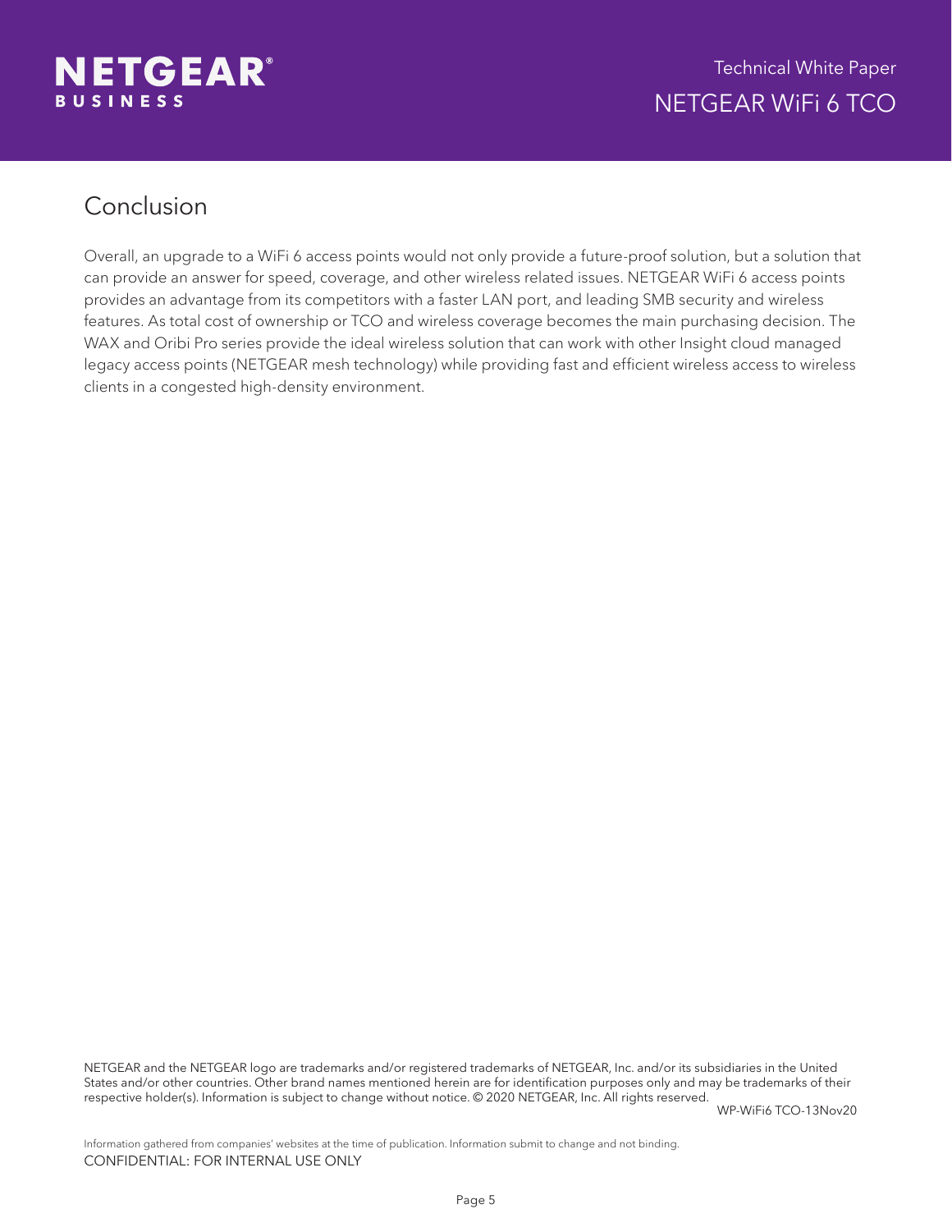## Conclusion

Overall, an upgrade to a WiFi 6 access points would not only provide a future-proof solution, but a solution that can provide an answer for speed, coverage, and other wireless related issues. NETGEAR WiFi 6 access points provides an advantage from its competitors with a faster LAN port, and leading SMB security and wireless features. As total cost of ownership or TCO and wireless coverage becomes the main purchasing decision. The WAX and Oribi Pro series provide the ideal wireless solution that can work with other Insight cloud managed legacy access points (NETGEAR mesh technology) while providing fast and efficient wireless access to wireless clients in a congested high-density environment.

NETGEAR and the NETGEAR logo are trademarks and/or registered trademarks of NETGEAR, Inc. and/or its subsidiaries in the United States and/or other countries. Other brand names mentioned herein are for identification purposes only and may be trademarks of their respective holder(s). Information is subject to change without notice. © 2020 NETGEAR, Inc. All rights reserved.

WP-WiFi6 TCO-13Nov20

Information gathered from companies' websites at the time of publication. Information submit to change and not binding.

CONFIDENTIAL: FOR INTERNAL USE ONLY